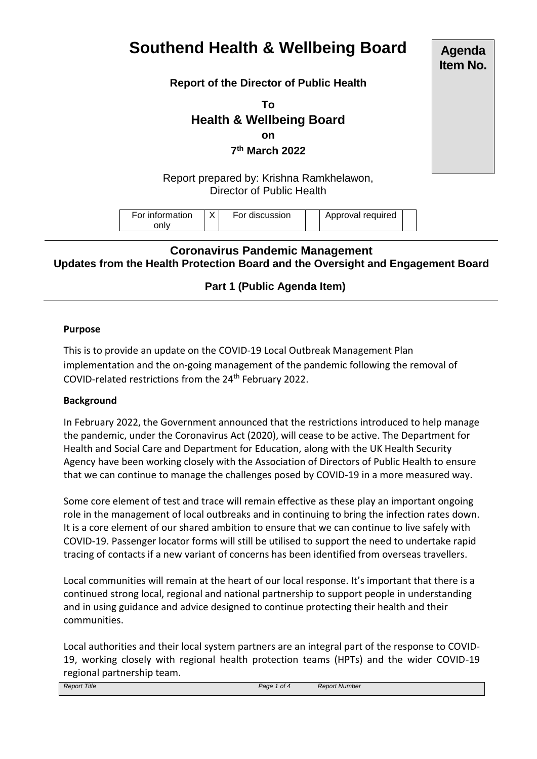# Southend Health & Wellbeing Board

**Agenda Item No.**

**Report of the Director of Public Health**

**To**

**Health & Wellbeing Board**

**on**

**7th March 2022**

Report prepared by: Krishna Ramkhelawon, Director of Public Health

| | | | | | |
|---|---|---|---|---|---|
| For information only | X | For discussion | | Approval required | |

## Coronavirus Pandemic Management
### Updates from the Health Protection Board and the Oversight and Engagement Board

**Part 1 (Public Agenda Item)**

**Purpose**

This is to provide an update on the COVID-19 Local Outbreak Management Plan implementation and the on-going management of the pandemic following the removal of COVID-related restrictions from the 24th February 2022.

**Background**

In February 2022, the Government announced that the restrictions introduced to help manage the pandemic, under the Coronavirus Act (2020), will cease to be active. The Department for Health and Social Care and Department for Education, along with the UK Health Security Agency have been working closely with the Association of Directors of Public Health to ensure that we can continue to manage the challenges posed by COVID-19 in a more measured way.

Some core element of test and trace will remain effective as these play an important ongoing role in the management of local outbreaks and in continuing to bring the infection rates down. It is a core element of our shared ambition to ensure that we can continue to live safely with COVID-19. Passenger locator forms will still be utilised to support the need to undertake rapid tracing of contacts if a new variant of concerns has been identified from overseas travellers.

Local communities will remain at the heart of our local response. It's important that there is a continued strong local, regional and national partnership to support people in understanding and in using guidance and advice designed to continue protecting their health and their communities.

Local authorities and their local system partners are an integral part of the response to COVID-19, working closely with regional health protection teams (HPTs) and the wider COVID-19 regional partnership team.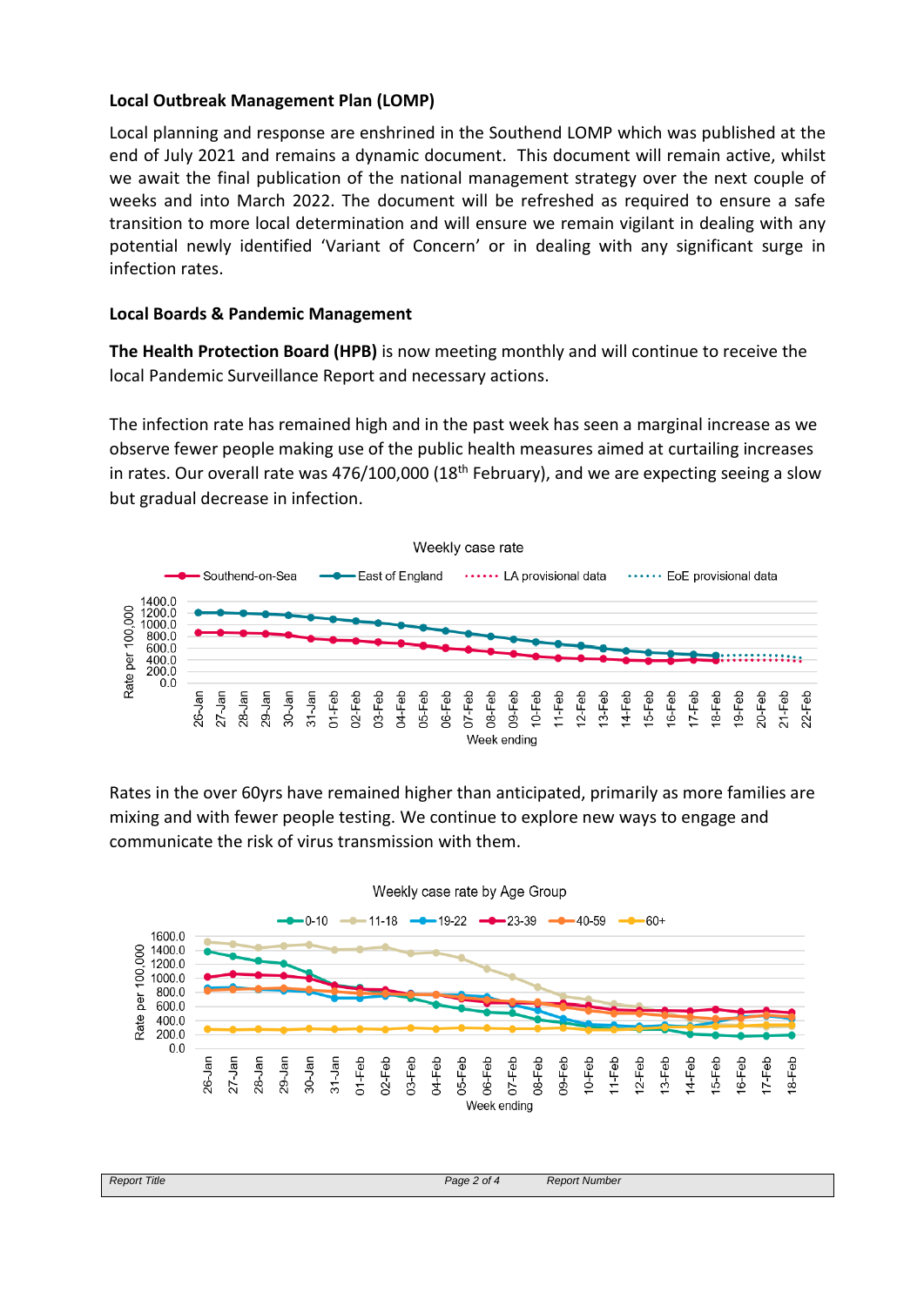**Local Outbreak Management Plan (LOMP)**

Local planning and response are enshrined in the Southend LOMP which was published at the end of July 2021 and remains a dynamic document. This document will remain active, whilst we await the final publication of the national management strategy over the next couple of weeks and into March 2022. The document will be refreshed as required to ensure a safe transition to more local determination and will ensure we remain vigilant in dealing with any potential newly identified 'Variant of Concern' or in dealing with any significant surge in infection rates.

**Local Boards & Pandemic Management**

**The Health Protection Board (HPB)** is now meeting monthly and will continue to receive the local Pandemic Surveillance Report and necessary actions.

The infection rate has remained high and in the past week has seen a marginal increase as we observe fewer people making use of the public health measures aimed at curtailing increases in rates. Our overall rate was 476/100,000 (18th February), and we are expecting seeing a slow but gradual decrease in infection.

Weekly case rate

Southend-on-Sea
East of England
LA provisional data
EoE provisional data

Rate per 100,000

1400.0
1200.0
1000.0
800.0
600.0
400.0
200.0
0.0

26-Jan 27-Jan 28-Jan 29-Jan 30-Jan 31-Jan 01-Feb 02-Feb 03-Feb 04-Feb 05-Feb 06-Feb 07-Feb 08-Feb 09-Feb 10-Feb 11-Feb 12-Feb 13-Feb 14-Feb 15-Feb 16-Feb 17-Feb 18-Feb 19-Feb 20-Feb 21-Feb 22-Feb

Week ending

Rates in the over 60yrs have remained higher than anticipated, primarily as more families are mixing and with fewer people testing. We continue to explore new ways to engage and communicate the risk of virus transmission with them.

Weekly case rate by Age Group

0-10
11-18
19-22
23-39
40-59
60+

Rate per 100,000

1600.0
1400.0
1200.0
1000.0
800.0
600.0
400.0
200.0
0.0

26-Jan 27-Jan 28-Jan 29-Jan 30-Jan 31-Jan 01-Feb 02-Feb 03-Feb 04-Feb 05-Feb 06-Feb 07-Feb 08-Feb 09-Feb 10-Feb 11-Feb 12-Feb 13-Feb 14-Feb 15-Feb 16-Feb 17-Feb 18-Feb

Week ending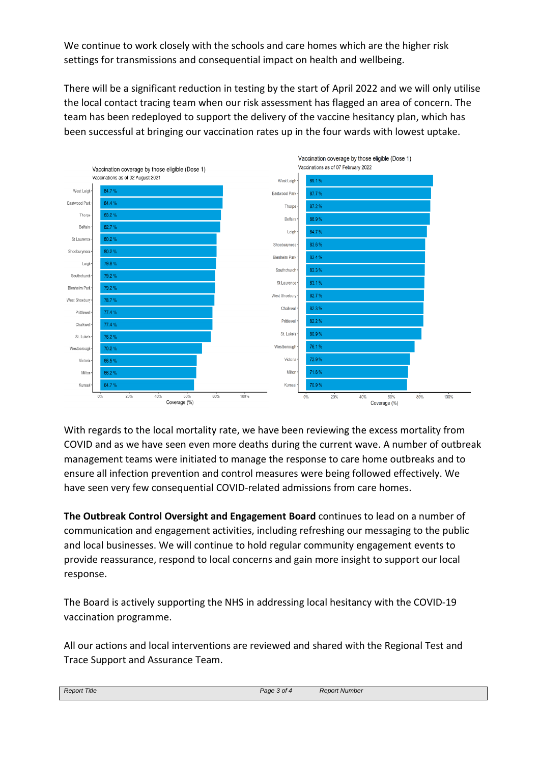We continue to work closely with the schools and care homes which are the higher risk settings for transmissions and consequential impact on health and wellbeing.

There will be a significant reduction in testing by the start of April 2022 and we will only utilise the local contact tracing team when our risk assessment has flagged an area of concern. The team has been redeployed to support the delivery of the vaccine hesitancy plan, which has been successful at bringing our vaccination rates up in the four wards with lowest uptake.

Vaccination coverage by those eligible (Dose 1)
Vaccinations as of 02 August 2021

West Leigh 84.7 %
Eastwood Park 84.4 %
Thorpe 83.2 %
Belfairs 82.7 %
St Laurence 80.2 %
Shoeburyness 80.2 %
Leigh 79.8 %
Southchurch 79.2 %
Blenheim Park 79.2 %
West Shoebury 78.7 %
Prittlewell 77.4 %
Chalkwell 77.4 %
St. Luke's 76.2 %
Westborough 70.2 %
Victoria 66.5 %
Milton 66.2 %
Kursaal 64.7 %

0% 20% 40% 60% 80% 100%
Coverage (%)

Vaccination coverage by those eligible (Dose 1)
Vaccinations as of 07 February 2022

West Leigh 89.1 %
Eastwood Park 87.7 %
Thorpe 87.2 %
Belfairs 86.9 %
Leigh 84.7 %
Shoeburyness 83.6 %
Blenheim Park 83.4 %
Southchurch 83.3 %
St Laurence 83.1 %
West Shoebury 82.7 %
Chalkwell 82.3 %
Prittlewell 82.2 %
St. Luke's 80.9 %
Westborough 76.1 %
Victoria 72.9 %
Milton 71.6 %
Kursaal 70.9 %

0% 20% 40% 60% 80% 100%
Coverage (%)

With regards to the local mortality rate, we have been reviewing the excess mortality from COVID and as we have seen even more deaths during the current wave. A number of outbreak management teams were initiated to manage the response to care home outbreaks and to ensure all infection prevention and control measures were being followed effectively. We have seen very few consequential COVID-related admissions from care homes.

**The Outbreak Control Oversight and Engagement Board** continues to lead on a number of communication and engagement activities, including refreshing our messaging to the public and local businesses. We will continue to hold regular community engagement events to provide reassurance, respond to local concerns and gain more insight to support our local response.

The Board is actively supporting the NHS in addressing local hesitancy with the COVID-19 vaccination programme.

All our actions and local interventions are reviewed and shared with the Regional Test and Trace Support and Assurance Team.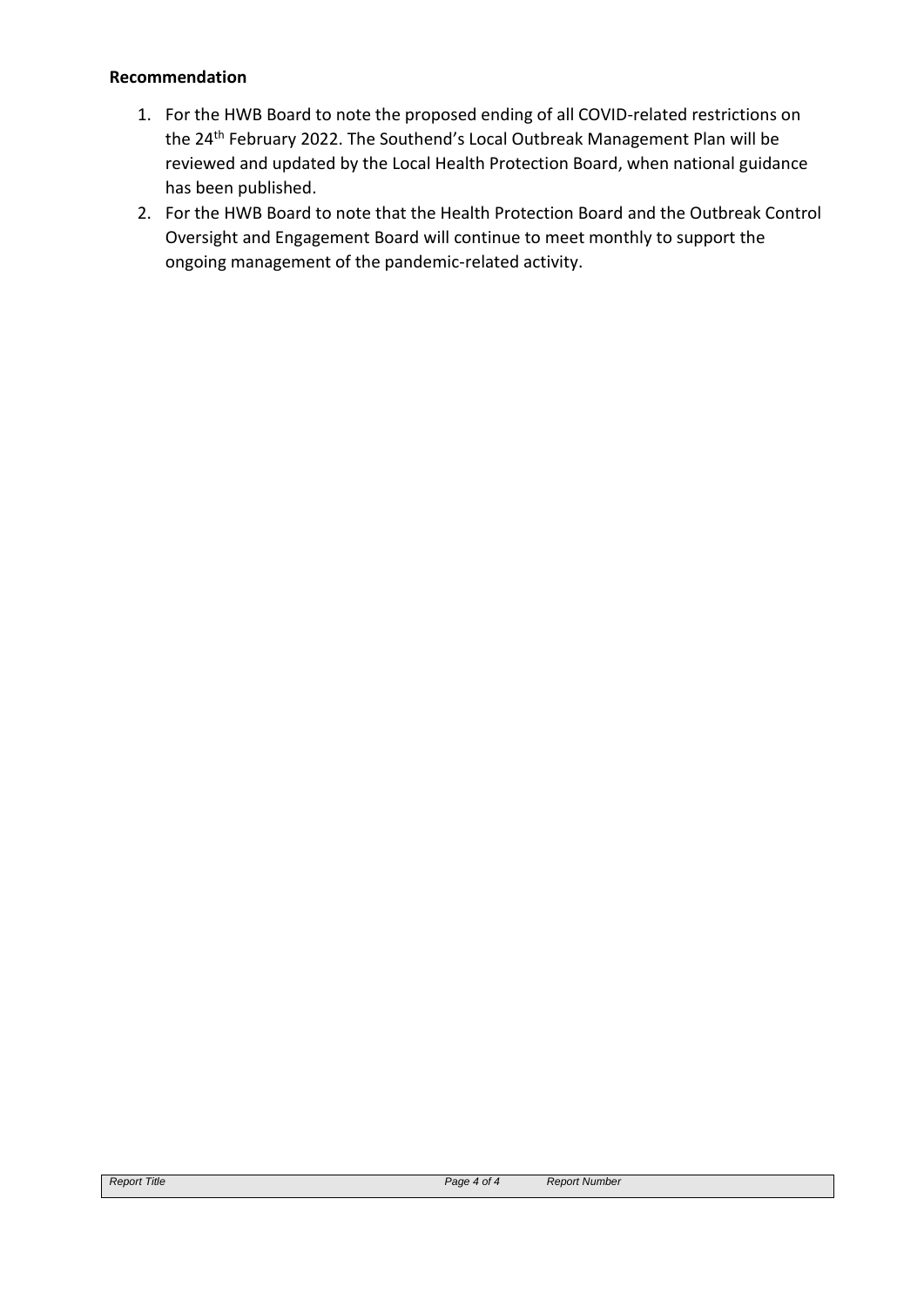**Recommendation**

1. For the HWB Board to note the proposed ending of all COVID-related restrictions on the 24th February 2022. The Southend's Local Outbreak Management Plan will be reviewed and updated by the Local Health Protection Board, when national guidance has been published.
2. For the HWB Board to note that the Health Protection Board and the Outbreak Control Oversight and Engagement Board will continue to meet monthly to support the ongoing management of the pandemic-related activity.